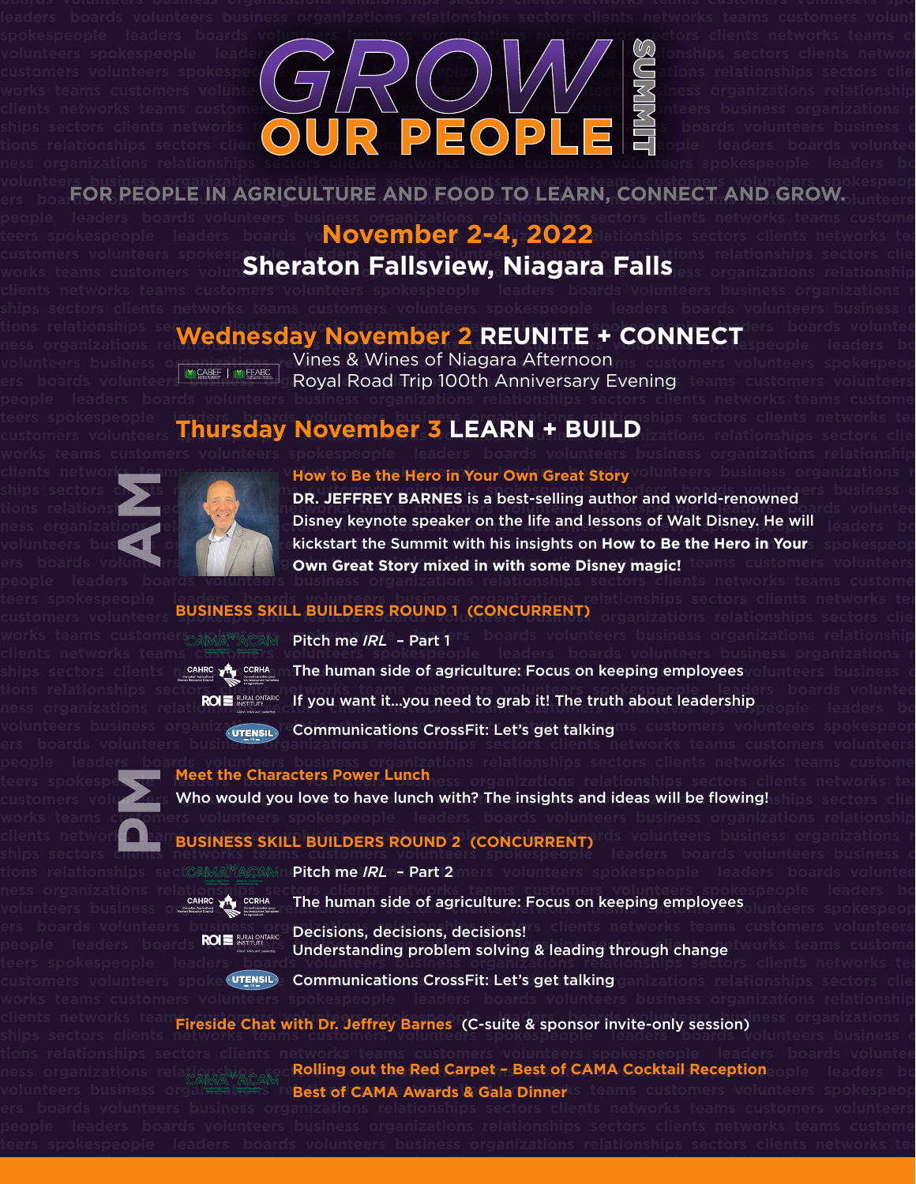# GROW OUR PEOPLE SUMMIT

**FOR PEOPLE IN AGRICULTURE AND FOOD TO LEARN, CONNECT AND GROW.**

## November 2-4, 2022
## Sheraton Fallsview, Niagara Falls

## Wednesday November 2 REUNITE + CONNECT

CABEF | FEABC

Vines & Wines of Niagara Afternoon

Royal Road Trip 100th Anniversary Evening

## Thursday November 3 LEARN + BUILD

### AM

**How to Be the Hero in Your Own Great Story**

**DR. JEFFREY BARNES** is a best-selling author and world-renowned Disney keynote speaker on the life and lessons of Walt Disney. He will kickstart the Summit with his insights on **How to Be the Hero in Your Own Great Story mixed in with some Disney magic!**

**BUSINESS SKILL BUILDERS ROUND 1 (CONCURRENT)**

- CAMA ACAM — Pitch me *IRL* – Part 1
- CAHRC CCRHA — The human side of agriculture: Focus on keeping employees
- ROI Rural Ontario Institute — If you want it...you need to grab it! The truth about leadership
- UTENSIL — Communications CrossFit: Let's get talking

### PM

**Meet the Characters Power Lunch**

Who would you love to have lunch with? The insights and ideas will be flowing!

**BUSINESS SKILL BUILDERS ROUND 2 (CONCURRENT)**

- CAMA ACAM — Pitch me *IRL* – Part 2
- CAHRC CCRHA — The human side of agriculture: Focus on keeping employees
- ROI Rural Ontario Institute — Decisions, decisions, decisions! Understanding problem solving & leading through change
- UTENSIL — Communications CrossFit: Let's get talking

**Fireside Chat with Dr. Jeffrey Barnes** (C-suite & sponsor invite-only session)

CAMA ACAM

**Rolling out the Red Carpet – Best of CAMA Cocktail Reception**

**Best of CAMA Awards & Gala Dinner**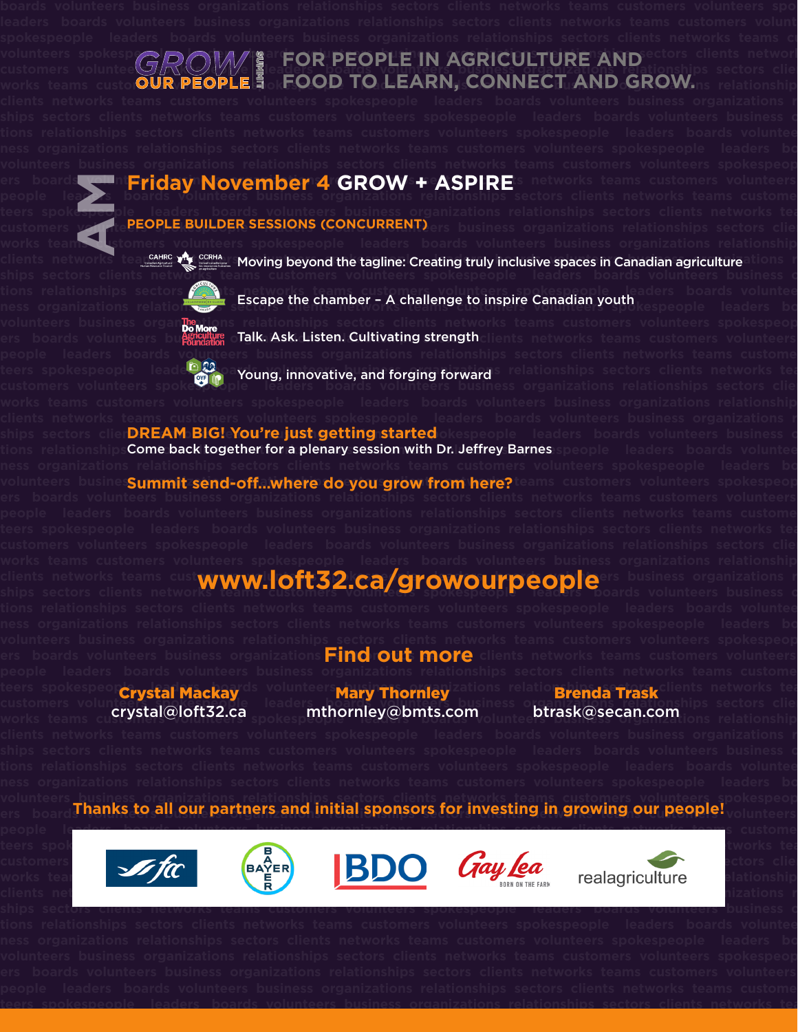GROW OUR PEOPLE SUMMIT

FOR PEOPLE IN AGRICULTURE AND FOOD TO LEARN, CONNECT AND GROW.

AM

## Friday November 4 GROW + ASPIRE

### PEOPLE BUILDER SESSIONS (CONCURRENT)

- Moving beyond the tagline: Creating truly inclusive spaces in Canadian agriculture
- Escape the chamber – A challenge to inspire Canadian youth
- Talk. Ask. Listen. Cultivating strength
- Young, innovative, and forging forward

### DREAM BIG! You're just getting started

Come back together for a plenary session with Dr. Jeffrey Barnes

### Summit send-off...where do you grow from here?

## www.loft32.ca/growourpeople

## Find out more

**Crystal Mackay**
crystal@loft32.ca

**Mary Thornley**
mthornley@bmts.com

**Brenda Trask**
btrask@secan.com

Thanks to all our partners and initial sponsors for investing in growing our people!